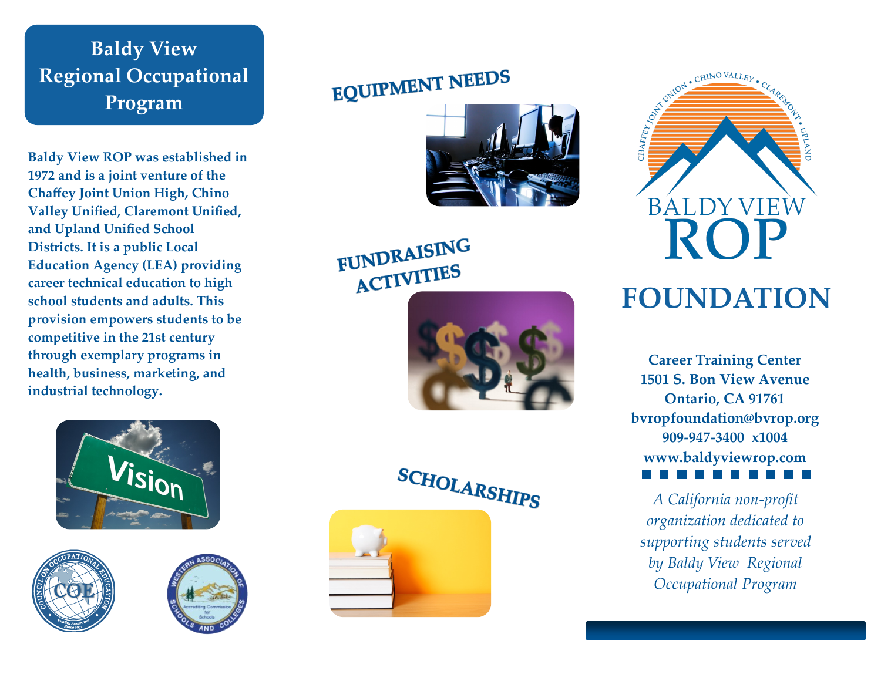# Baldy View Regional Occupational Program

**Baldy View ROP was established in 1972 and is a joint venture of the Chaffey Joint Union High, Chino Valley Unified, Claremont Unified, and Upland Unified School Districts. It is a public Local Education Agency (LEA) providing career technical education to high school students and adults. This provision empowers students to be competitive in the 21st century through exemplary programs in health, business, marketing, and industrial technology.**

## EQUIPMENT NEEDS

## FUNDRAISING ACTIVITIES

## SCHOLARSHIPS

# BALDY VIEW ROP FOUNDATION

**Career Training Center**
**1501 S. Bon View Avenue**
**Ontario, CA 91761**
**bvropfoundation@bvrop.org**
**909-947-3400 x1004**
**www.baldyviewrop.com**

*A California non-profit organization dedicated to supporting students served by Baldy View Regional Occupational Program*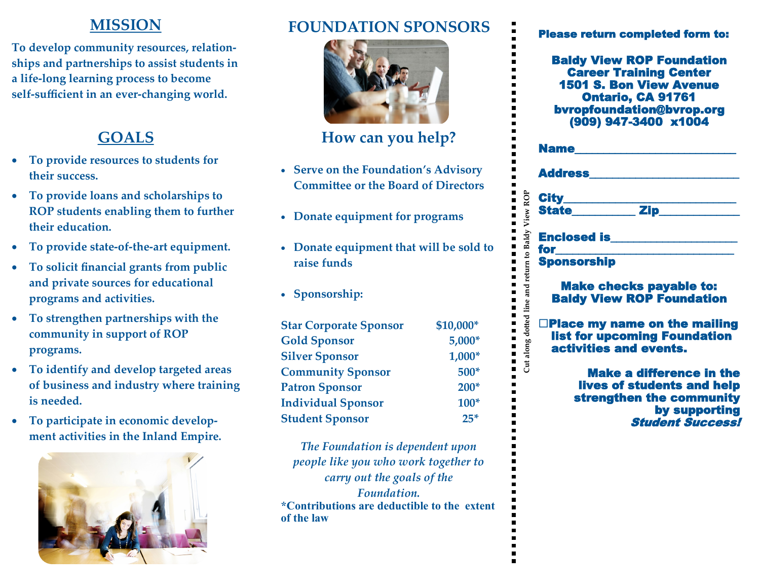## MISSION

**To develop community resources, relationships and partnerships to assist students in a life-long learning process to become self-sufficient in an ever-changing world.**

## GOALS

- **To provide resources to students for their success.**
- **To provide loans and scholarships to ROP students enabling them to further their education.**
- **To provide state-of-the-art equipment.**
- **To solicit financial grants from public and private sources for educational programs and activities.**
- **To strengthen partnerships with the community in support of ROP programs.**
- **To identify and develop targeted areas of business and industry where training is needed.**
- **To participate in economic development activities in the Inland Empire.**

## FOUNDATION SPONSORS

### How can you help?

- **Serve on the Foundation's Advisory Committee or the Board of Directors**
- **Donate equipment for programs**
- **Donate equipment that will be sold to raise funds**
- **Sponsorship:**

| | |
|---|---|
| Star Corporate Sponsor | $10,000* |
| Gold Sponsor | 5,000* |
| Silver Sponsor | 1,000* |
| Community Sponsor | 500* |
| Patron Sponsor | 200* |
| Individual Sponsor | 100* |
| Student Sponsor | 25* |

*The Foundation is dependent upon people like you who work together to carry out the goals of the Foundation.*

**\*Contributions are deductible to the extent of the law**

Cut along dotted line and return to Baldy View ROP

**Please return completed form to:**

**Baldy View ROP Foundation**
**Career Training Center**
**1501 S. Bon View Avenue**
**Ontario, CA 91761**
**bvropfoundation@bvrop.org**
**(909) 947-3400 x1004**

**Name**______________________

**Address**______________________

**City**______________________
**State**__________ **Zip**____________

**Enclosed is**____________________
**for**____________________________
**Sponsorship**

**Make checks payable to:**
**Baldy View ROP Foundation**

☐**Place my name on the mailing list for upcoming Foundation activities and events.**

**Make a difference in the lives of students and help strengthen the community by supporting *Student Success!***